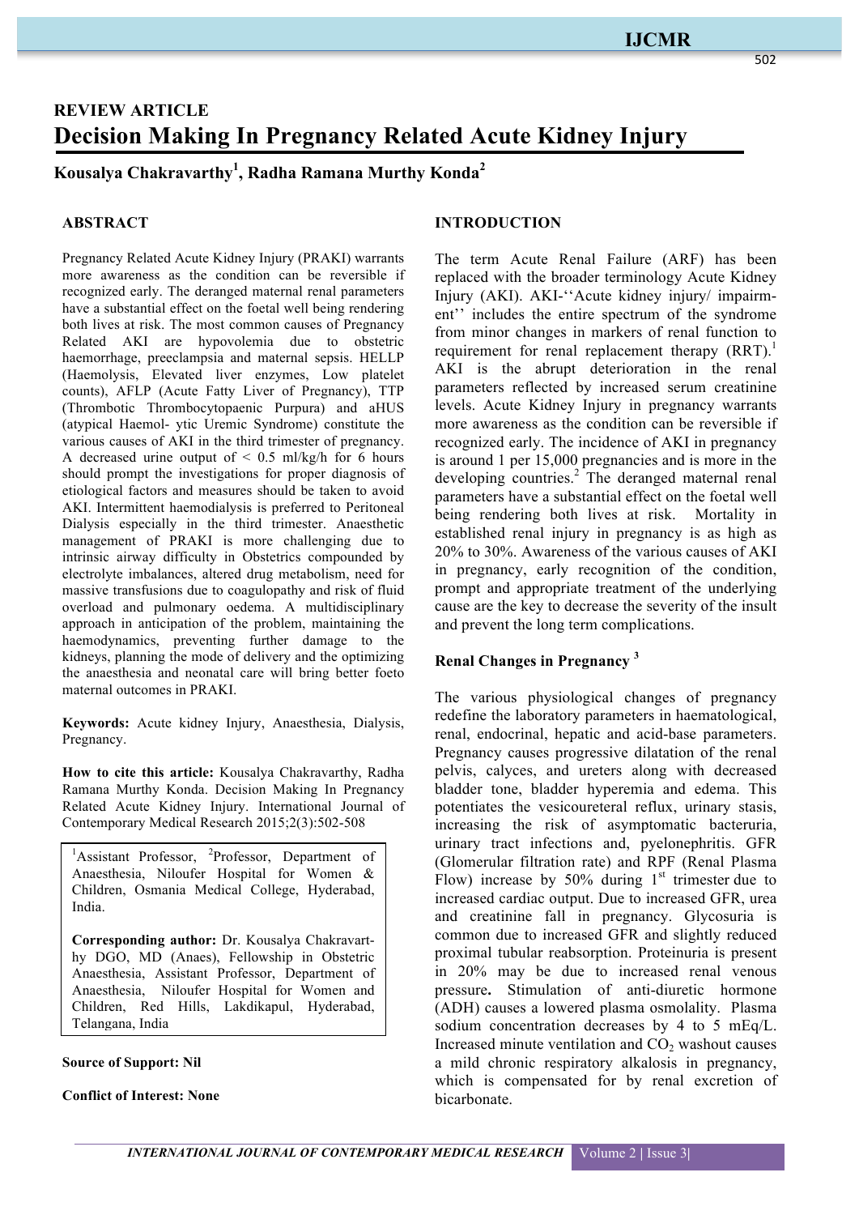REVIEW ARTICLE

# Decision Making In Pregnancy Related Acute Kidney Injury

**Kousalya Chakravarthy[1], Radha Ramana Murthy Konda[2]**

## ABSTRACT

Pregnancy Related Acute Kidney Injury (PRAKI) warrants more awareness as the condition can be reversible if recognized early. The deranged maternal renal parameters have a substantial effect on the foetal well being rendering both lives at risk. The most common causes of Pregnancy Related AKI are hypovolemia due to obstetric haemorrhage, preeclampsia and maternal sepsis. HELLP (Haemolysis, Elevated liver enzymes, Low platelet counts), AFLP (Acute Fatty Liver of Pregnancy), TTP (Thrombotic Thrombocytopaenic Purpura) and aHUS (atypical Haemol- ytic Uremic Syndrome) constitute the various causes of AKI in the third trimester of pregnancy. A decreased urine output of < 0.5 ml/kg/h for 6 hours should prompt the investigations for proper diagnosis of etiological factors and measures should be taken to avoid AKI. Intermittent haemodialysis is preferred to Peritoneal Dialysis especially in the third trimester. Anaesthetic management of PRAKI is more challenging due to intrinsic airway difficulty in Obstetrics compounded by electrolyte imbalances, altered drug metabolism, need for massive transfusions due to coagulopathy and risk of fluid overload and pulmonary oedema. A multidisciplinary approach in anticipation of the problem, maintaining the haemodynamics, preventing further damage to the kidneys, planning the mode of delivery and the optimizing the anaesthesia and neonatal care will bring better foeto maternal outcomes in PRAKI.

**Keywords:** Acute kidney Injury, Anaesthesia, Dialysis, Pregnancy.

**How to cite this article:** Kousalya Chakravarthy, Radha Ramana Murthy Konda. Decision Making In Pregnancy Related Acute Kidney Injury. International Journal of Contemporary Medical Research 2015;2(3):502-508

[1]Assistant Professor, [2]Professor, Department of Anaesthesia, Niloufer Hospital for Women & Children, Osmania Medical College, Hyderabad, India.

**Corresponding author:** Dr. Kousalya Chakravarthy DGO, MD (Anaes), Fellowship in Obstetric Anaesthesia, Assistant Professor, Department of Anaesthesia, Niloufer Hospital for Women and Children, Red Hills, Lakdikapul, Hyderabad, Telangana, India

**Source of Support: Nil**

**Conflict of Interest: None**

## INTRODUCTION

The term Acute Renal Failure (ARF) has been replaced with the broader terminology Acute Kidney Injury (AKI). AKI-''Acute kidney injury/ impairment'' includes the entire spectrum of the syndrome from minor changes in markers of renal function to requirement for renal replacement therapy (RRT).[1] AKI is the abrupt deterioration in the renal parameters reflected by increased serum creatinine levels. Acute Kidney Injury in pregnancy warrants more awareness as the condition can be reversible if recognized early. The incidence of AKI in pregnancy is around 1 per 15,000 pregnancies and is more in the developing countries.[2] The deranged maternal renal parameters have a substantial effect on the foetal well being rendering both lives at risk. Mortality in established renal injury in pregnancy is as high as 20% to 30%. Awareness of the various causes of AKI in pregnancy, early recognition of the condition, prompt and appropriate treatment of the underlying cause are the key to decrease the severity of the insult and prevent the long term complications.

### Renal Changes in Pregnancy [3]

The various physiological changes of pregnancy redefine the laboratory parameters in haematological, renal, endocrinal, hepatic and acid-base parameters. Pregnancy causes progressive dilatation of the renal pelvis, calyces, and ureters along with decreased bladder tone, bladder hyperemia and edema. This potentiates the vesicoureteral reflux, urinary stasis, increasing the risk of asymptomatic bacteruria, urinary tract infections and, pyelonephritis. GFR (Glomerular filtration rate) and RPF (Renal Plasma Flow) increase by 50% during 1st trimester due to increased cardiac output. Due to increased GFR, urea and creatinine fall in pregnancy. Glycosuria is common due to increased GFR and slightly reduced proximal tubular reabsorption. Proteinuria is present in 20% may be due to increased renal venous pressure**.** Stimulation of anti-diuretic hormone (ADH) causes a lowered plasma osmolality. Plasma sodium concentration decreases by 4 to 5 mEq/L. Increased minute ventilation and $CO_2$ washout causes a mild chronic respiratory alkalosis in pregnancy, which is compensated for by renal excretion of bicarbonate.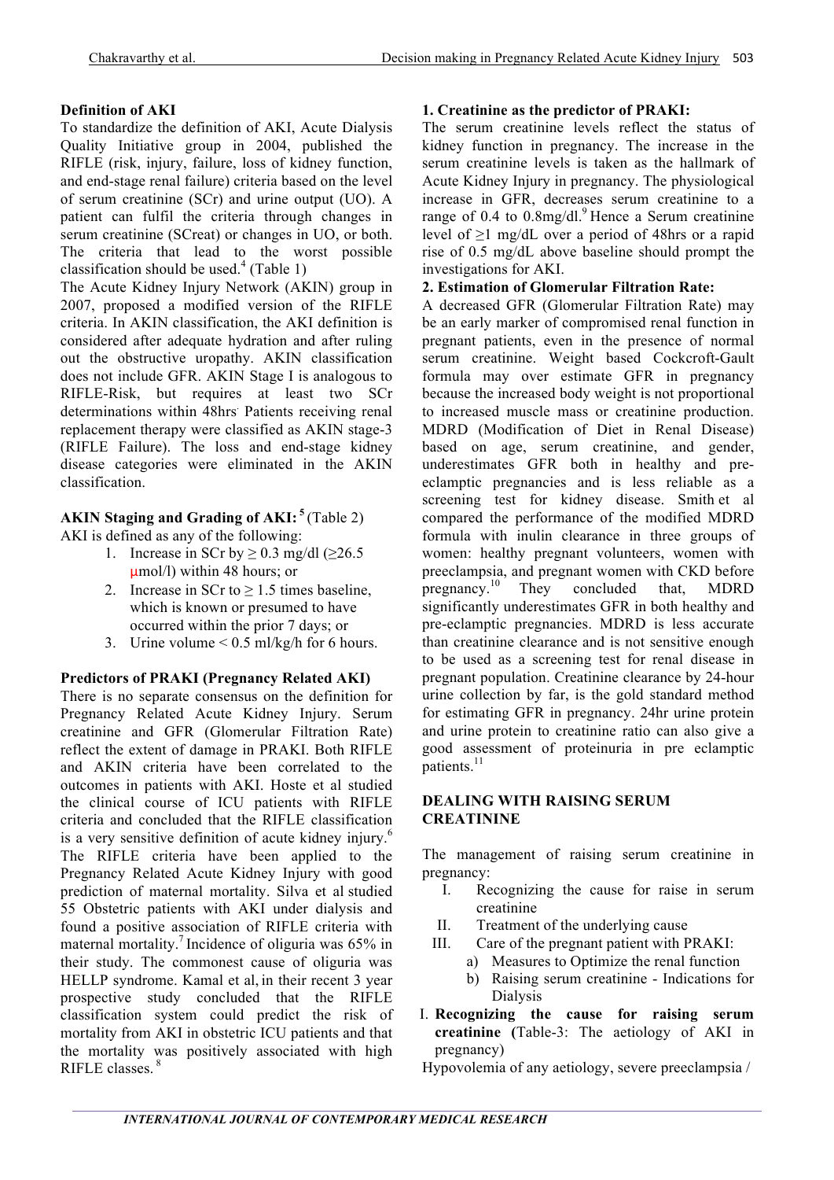### Definition of AKI

To standardize the definition of AKI, Acute Dialysis Quality Initiative group in 2004, published the RIFLE (risk, injury, failure, loss of kidney function, and end-stage renal failure) criteria based on the level of serum creatinine (SCr) and urine output (UO). A patient can fulfil the criteria through changes in serum creatinine (SCreat) or changes in UO, or both. The criteria that lead to the worst possible classification should be used.[4] (Table 1)

The Acute Kidney Injury Network (AKIN) group in 2007, proposed a modified version of the RIFLE criteria. In AKIN classification, the AKI definition is considered after adequate hydration and after ruling out the obstructive uropathy. AKIN classification does not include GFR. AKIN Stage I is analogous to RIFLE-Risk, but requires at least two SCr determinations within 48hrs. Patients receiving renal replacement therapy were classified as AKIN stage-3 (RIFLE Failure). The loss and end-stage kidney disease categories were eliminated in the AKIN classification.

### AKIN Staging and Grading of AKI:[5] (Table 2)

AKI is defined as any of the following:

1. Increase in SCr by ≥ 0.3 mg/dl (≥26.5 μmol/l) within 48 hours; or
2. Increase in SCr to ≥ 1.5 times baseline, which is known or presumed to have occurred within the prior 7 days; or
3. Urine volume < 0.5 ml/kg/h for 6 hours.

### Predictors of PRAKI (Pregnancy Related AKI)

There is no separate consensus on the definition for Pregnancy Related Acute Kidney Injury. Serum creatinine and GFR (Glomerular Filtration Rate) reflect the extent of damage in PRAKI. Both RIFLE and AKIN criteria have been correlated to the outcomes in patients with AKI. Hoste et al studied the clinical course of ICU patients with RIFLE criteria and concluded that the RIFLE classification is a very sensitive definition of acute kidney injury.[6] The RIFLE criteria have been applied to the Pregnancy Related Acute Kidney Injury with good prediction of maternal mortality. Silva et al studied 55 Obstetric patients with AKI under dialysis and found a positive association of RIFLE criteria with maternal mortality.[7] Incidence of oliguria was 65% in their study. The commonest cause of oliguria was HELLP syndrome. Kamal et al, in their recent 3 year prospective study concluded that the RIFLE classification system could predict the risk of mortality from AKI in obstetric ICU patients and that the mortality was positively associated with high RIFLE classes.[8]

**1. Creatinine as the predictor of PRAKI:**

The serum creatinine levels reflect the status of kidney function in pregnancy. The increase in the serum creatinine levels is taken as the hallmark of Acute Kidney Injury in pregnancy. The physiological increase in GFR, decreases serum creatinine to a range of 0.4 to 0.8mg/dl.[9] Hence a Serum creatinine level of ≥1 mg/dL over a period of 48hrs or a rapid rise of 0.5 mg/dL above baseline should prompt the investigations for AKI.

**2. Estimation of Glomerular Filtration Rate:**

A decreased GFR (Glomerular Filtration Rate) may be an early marker of compromised renal function in pregnant patients, even in the presence of normal serum creatinine. Weight based Cockcroft-Gault formula may over estimate GFR in pregnancy because the increased body weight is not proportional to increased muscle mass or creatinine production. MDRD (Modification of Diet in Renal Disease) based on age, serum creatinine, and gender, underestimates GFR both in healthy and pre-eclamptic pregnancies and is less reliable as a screening test for kidney disease. Smith et al compared the performance of the modified MDRD formula with inulin clearance in three groups of women: healthy pregnant volunteers, women with preeclampsia, and pregnant women with CKD before pregnancy.[10] They concluded that, MDRD significantly underestimates GFR in both healthy and pre-eclamptic pregnancies. MDRD is less accurate than creatinine clearance and is not sensitive enough to be used as a screening test for renal disease in pregnant population. Creatinine clearance by 24-hour urine collection by far, is the gold standard method for estimating GFR in pregnancy. 24hr urine protein and urine protein to creatinine ratio can also give a good assessment of proteinuria in pre eclamptic patients.[11]

## DEALING WITH RAISING SERUM CREATININE

The management of raising serum creatinine in pregnancy:

I. Recognizing the cause for raise in serum creatinine
II. Treatment of the underlying cause
III. Care of the pregnant patient with PRAKI:
   a) Measures to Optimize the renal function
   b) Raising serum creatinine - Indications for Dialysis

I. **Recognizing the cause for raising serum creatinine (**Table-3: The aetiology of AKI in pregnancy)

Hypovolemia of any aetiology, severe preeclampsia /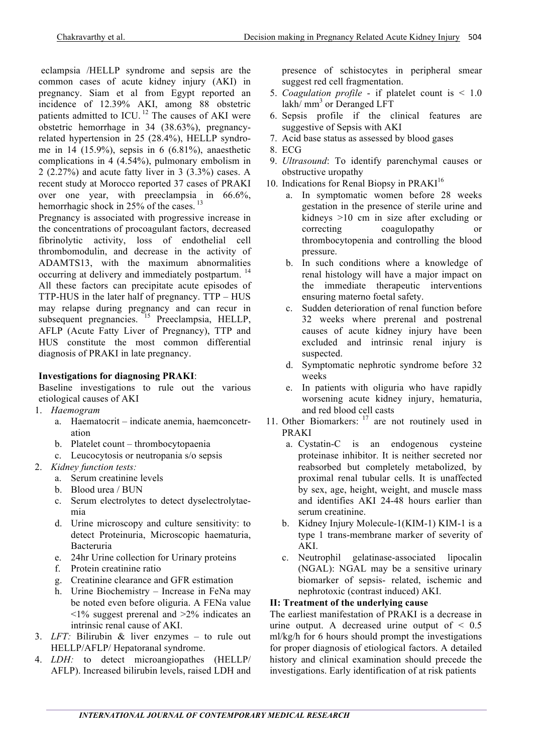eclampsia /HELLP syndrome and sepsis are the common cases of acute kidney injury (AKI) in pregnancy. Siam et al from Egypt reported an incidence of 12.39% AKI, among 88 obstetric patients admitted to ICU.[12] The causes of AKI were obstetric hemorrhage in 34 (38.63%), pregnancy-related hypertension in 25 (28.4%), HELLP syndrome in 14 (15.9%), sepsis in 6 (6.81%), anaesthetic complications in 4 (4.54%), pulmonary embolism in 2 (2.27%) and acute fatty liver in 3 (3.3%) cases. A recent study at Morocco reported 37 cases of PRAKI over one year, with preeclampsia in 66.6%, hemorrhagic shock in 25% of the cases.[13]

Pregnancy is associated with progressive increase in the concentrations of procoagulant factors, decreased fibrinolytic activity, loss of endothelial cell thrombomodulin, and decrease in the activity of ADAMTS13, with the maximum abnormalities occurring at delivery and immediately postpartum.[14] All these factors can precipitate acute episodes of TTP-HUS in the later half of pregnancy. TTP – HUS may relapse during pregnancy and can recur in subsequent pregnancies.[15] Preeclampsia, HELLP, AFLP (Acute Fatty Liver of Pregnancy), TTP and HUS constitute the most common differential diagnosis of PRAKI in late pregnancy.

**Investigations for diagnosing PRAKI**:

Baseline investigations to rule out the various etiological causes of AKI

1. *Haemogram*
   a. Haematocrit – indicate anemia, haemconcetration
   b. Platelet count – thrombocytopaenia
   c. Leucocytosis or neutropania s/o sepsis
2. *Kidney function tests:*
   a. Serum creatinine levels
   b. Blood urea / BUN
   c. Serum electrolytes to detect dyselectrolytaemia
   d. Urine microscopy and culture sensitivity: to detect Proteinuria, Microscopic haematuria, Bacteruria
   e. 24hr Urine collection for Urinary proteins
   f. Protein creatinine ratio
   g. Creatinine clearance and GFR estimation
   h. Urine Biochemistry – Increase in FeNa may be noted even before oliguria. A FENa value <1% suggest prerenal and >2% indicates an intrinsic renal cause of AKI.
3. *LFT:* Bilirubin & liver enzymes – to rule out HELLP/AFLP/ Hepatoranal syndrome.
4. *LDH:* to detect microangiopathes (HELLP/ AFLP). Increased bilirubin levels, raised LDH and presence of schistocytes in peripheral smear suggest red cell fragmentation.
5. *Coagulation profile* - if platelet count is < 1.0 lakh/ mm$^3$ or Deranged LFT
6. Sepsis profile if the clinical features are suggestive of Sepsis with AKI
7. Acid base status as assessed by blood gases
8. ECG
9. *Ultrasound*: To identify parenchymal causes or obstructive uropathy
10. Indications for Renal Biopsy in PRAKI[16]
    a. In symptomatic women before 28 weeks gestation in the presence of sterile urine and kidneys >10 cm in size after excluding or correcting coagulopathy or thrombocytopenia and controlling the blood pressure.
    b. In such conditions where a knowledge of renal histology will have a major impact on the immediate therapeutic interventions ensuring materno foetal safety.
    c. Sudden deterioration of renal function before 32 weeks where prerenal and postrenal causes of acute kidney injury have been excluded and intrinsic renal injury is suspected.
    d. Symptomatic nephrotic syndrome before 32 weeks
    e. In patients with oliguria who have rapidly worsening acute kidney injury, hematuria, and red blood cell casts
11. Other Biomarkers:[17] are not routinely used in PRAKI
    a. Cystatin-C is an endogenous cysteine proteinase inhibitor. It is neither secreted nor reabsorbed but completely metabolized, by proximal renal tubular cells. It is unaffected by sex, age, height, weight, and muscle mass and identifies AKI 24-48 hours earlier than serum creatinine.
    b. Kidney Injury Molecule-1(KIM-1) KIM-1 is a type 1 trans-membrane marker of severity of AKI.
    c. Neutrophil gelatinase-associated lipocalin (NGAL): NGAL may be a sensitive urinary biomarker of sepsis- related, ischemic and nephrotoxic (contrast induced) AKI.

**II: Treatment of the underlying cause**

The earliest manifestation of PRAKI is a decrease in urine output. A decreased urine output of < 0.5 ml/kg/h for 6 hours should prompt the investigations for proper diagnosis of etiological factors. A detailed history and clinical examination should precede the investigations. Early identification of at risk patients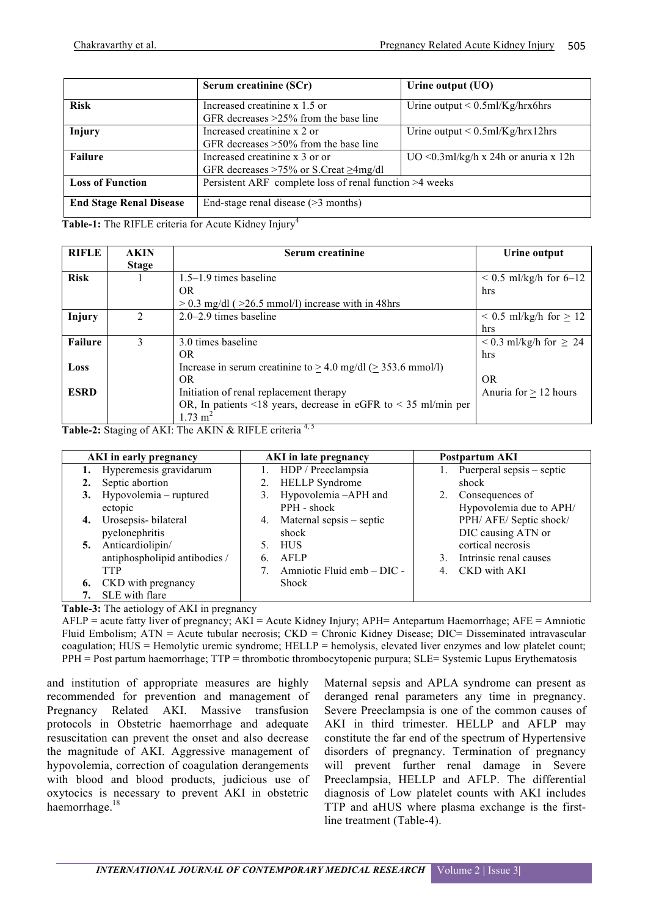| | Serum creatinine (SCr) | Urine output (UO) |
|---|---|---|
| **Risk** | Increased creatinine x 1.5 or GFR decreases >25% from the base line | Urine output < 0.5ml/Kg/hrx6hrs |
| **Injury** | Increased creatinine x 2 or GFR decreases >50% from the base line | Urine output < 0.5ml/Kg/hrx12hrs |
| **Failure** | Increased creatinine x 3 or or GFR decreases >75% or S.Creat ≥4mg/dl | UO <0.3ml/kg/h x 24h or anuria x 12h |
| **Loss of Function** | Persistent ARF complete loss of renal function >4 weeks | |
| **End Stage Renal Disease** | End-stage renal disease (>3 months) | |

**Table-1:** The RIFLE criteria for Acute Kidney Injury[4]

| RIFLE | AKIN Stage | Serum creatinine | Urine output |
|---|---|---|---|
| **Risk** | 1 | 1.5–1.9 times baseline OR ≥ 0.3 mg/dl ( ≥26.5 mmol/l) increase with in 48hrs | < 0.5 ml/kg/h for 6–12 hrs |
| **Injury** | 2 | 2.0–2.9 times baseline | < 0.5 ml/kg/h for ≥ 12 hrs |
| **Failure** **Loss** **ESRD** | 3 | 3.0 times baseline OR Increase in serum creatinine to ≥ 4.0 mg/dl (≥ 353.6 mmol/l) OR Initiation of renal replacement therapy OR, In patients <18 years, decrease in eGFR to < 35 ml/min per 1.73 $m^2$ | < 0.3 ml/kg/h for ≥ 24 hrs OR Anuria for ≥ 12 hours |

**Table-2:** Staging of AKI: The AKIN & RIFLE criteria [4,5]

| AKI in early pregnancy | AKI in late pregnancy | Postpartum AKI |
|---|---|---|
| 1. Hyperemesis gravidarum | 1. HDP / Preeclampsia | 1. Puerperal sepsis – septic shock |
| 2. Septic abortion | 2. HELLP Syndrome | 2. Consequences of Hypovolemia due to APH/ PPH/ AFE/ Septic shock/ DIC causing ATN or cortical necrosis |
| 3. Hypovolemia – ruptured ectopic | 3. Hypovolemia –APH and PPH - shock | 3. Intrinsic renal causes |
| 4. Urosepsis- bilateral pyelonephritis | 4. Maternal sepsis – septic shock | 4. CKD with AKI |
| 5. Anticardiolipin/ antiphospholipid antibodies / TTP | 5. HUS | |
| 6. CKD with pregnancy | 6. AFLP | |
| 7. SLE with flare | 7. Amniotic Fluid emb – DIC - Shock | |

**Table-3:** The aetiology of AKI in pregnancy

AFLP = acute fatty liver of pregnancy; AKI = Acute Kidney Injury; APH= Antepartum Haemorrhage; AFE = Amniotic Fluid Embolism; ATN = Acute tubular necrosis; CKD = Chronic Kidney Disease; DIC= Disseminated intravascular coagulation; HUS = Hemolytic uremic syndrome; HELLP = hemolysis, elevated liver enzymes and low platelet count; PPH = Post partum haemorrhage; TTP = thrombotic thrombocytopenic purpura; SLE= Systemic Lupus Erythematosis

and institution of appropriate measures are highly recommended for prevention and management of Pregnancy Related AKI. Massive transfusion protocols in Obstetric haemorrhage and adequate resuscitation can prevent the onset and also decrease the magnitude of AKI. Aggressive management of hypovolemia, correction of coagulation derangements with blood and blood products, judicious use of oxytocics is necessary to prevent AKI in obstetric haemorrhage.[18]

Maternal sepsis and APLA syndrome can present as deranged renal parameters any time in pregnancy. Severe Preeclampsia is one of the common causes of AKI in third trimester. HELLP and AFLP may constitute the far end of the spectrum of Hypertensive disorders of pregnancy. Termination of pregnancy will prevent further renal damage in Severe Preeclampsia, HELLP and AFLP. The differential diagnosis of Low platelet counts with AKI includes TTP and aHUS where plasma exchange is the first-line treatment (Table-4).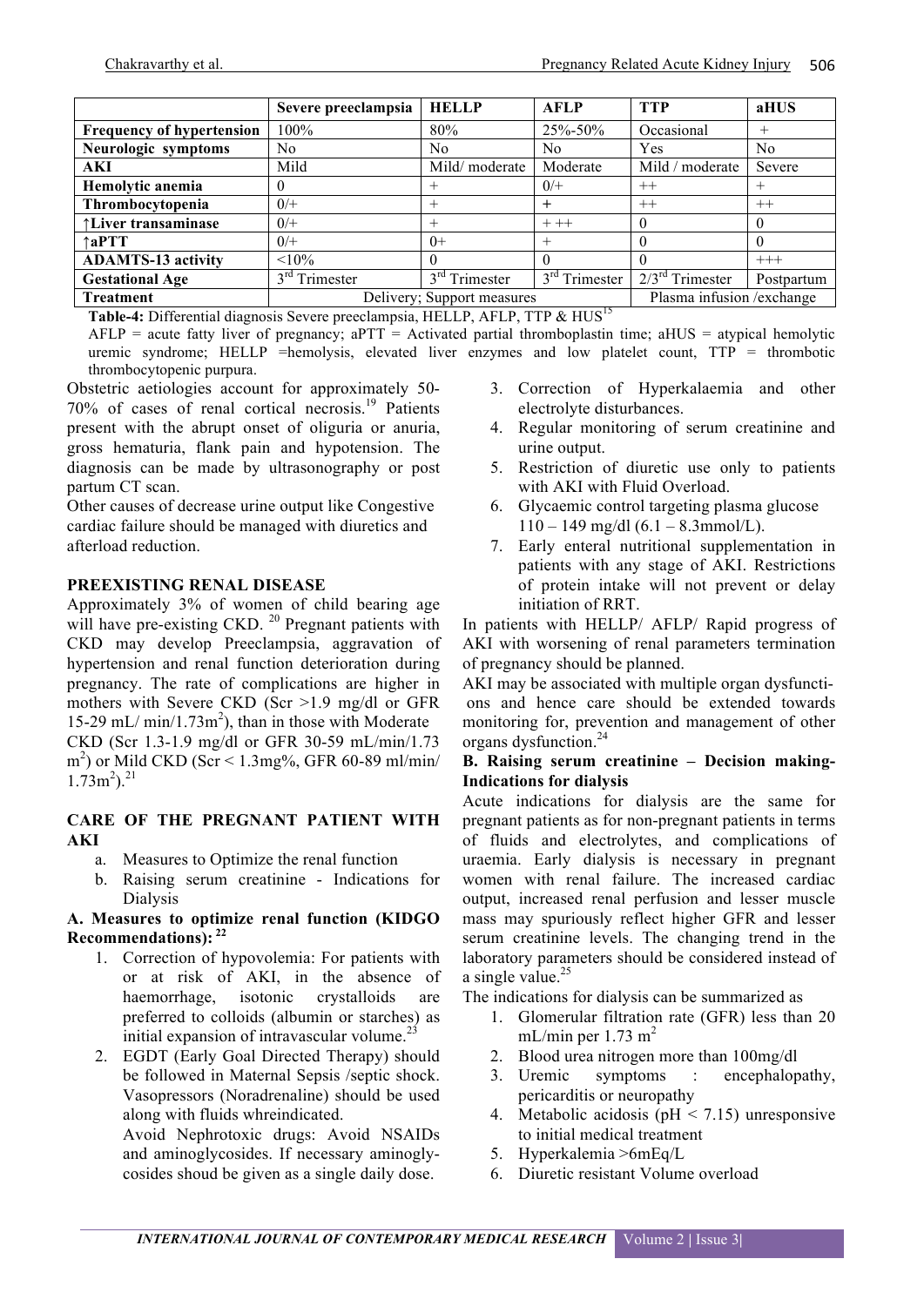| | Severe preeclampsia | HELLP | AFLP | TTP | aHUS |
|---|---|---|---|---|---|
| **Frequency of hypertension** | 100% | 80% | 25%-50% | Occasional | + |
| **Neurologic symptoms** | No | No | No | Yes | No |
| **AKI** | Mild | Mild/ moderate | Moderate | Mild / moderate | Severe |
| **Hemolytic anemia** | 0 | + | 0/+ | ++ | + |
| **Thrombocytopenia** | 0/+ | + | + | ++ | ++ |
| **↑Liver transaminase** | 0/+ | + | + ++ | 0 | 0 |
| **↑aPTT** | 0/+ | 0+ | + | 0 | 0 |
| **ADAMTS-13 activity** | <10% | 0 | 0 | 0 | +++ |
| **Gestational Age** | 3rd Trimester | 3rd Trimester | 3rd Trimester | 2/3rd Trimester | Postpartum |
| **Treatment** | Delivery; Support measures | | | Plasma infusion /exchange | |

**Table-4:** Differential diagnosis Severe preeclampsia, HELLP, AFLP, TTP & HUS[15]

AFLP = acute fatty liver of pregnancy; aPTT = Activated partial thromboplastin time; aHUS = atypical hemolytic uremic syndrome; HELLP =hemolysis, elevated liver enzymes and low platelet count, TTP = thrombotic thrombocytopenic purpura.

Obstetric aetiologies account for approximately 50-70% of cases of renal cortical necrosis.[19] Patients present with the abrupt onset of oliguria or anuria, gross hematuria, flank pain and hypotension. The diagnosis can be made by ultrasonography or post partum CT scan.

Other causes of decrease urine output like Congestive cardiac failure should be managed with diuretics and afterload reduction.

## PREEXISTING RENAL DISEASE

Approximately 3% of women of child bearing age will have pre-existing CKD.[20] Pregnant patients with CKD may develop Preeclampsia, aggravation of hypertension and renal function deterioration during pregnancy. The rate of complications are higher in mothers with Severe CKD (Scr >1.9 mg/dl or GFR 15-29 mL/ min/1.73m$^2$), than in those with Moderate CKD (Scr 1.3-1.9 mg/dl or GFR 30-59 mL/min/1.73 m$^2$) or Mild CKD (Scr < 1.3mg%, GFR 60-89 ml/min/ 1.73m$^2$).[21]

## CARE OF THE PREGNANT PATIENT WITH AKI

a. Measures to Optimize the renal function
b. Raising serum creatinine - Indications for Dialysis

### A. Measures to optimize renal function (KIDGO Recommendations):[22]

1. Correction of hypovolemia: For patients with or at risk of AKI, in the absence of haemorrhage, isotonic crystalloids are preferred to colloids (albumin or starches) as initial expansion of intravascular volume.[23]
2. EGDT (Early Goal Directed Therapy) should be followed in Maternal Sepsis /septic shock. Vasopressors (Noradrenaline) should be used along with fluids whreindicated.

   Avoid Nephrotoxic drugs: Avoid NSAIDs and aminoglycosides. If necessary aminoglycosides shoud be given as a single daily dose.
3. Correction of Hyperkalaemia and other electrolyte disturbances.
4. Regular monitoring of serum creatinine and urine output.
5. Restriction of diuretic use only to patients with AKI with Fluid Overload.
6. Glycaemic control targeting plasma glucose 110 – 149 mg/dl (6.1 – 8.3mmol/L).
7. Early enteral nutritional supplementation in patients with any stage of AKI. Restrictions of protein intake will not prevent or delay initiation of RRT.

In patients with HELLP/ AFLP/ Rapid progress of AKI with worsening of renal parameters termination of pregnancy should be planned.

AKI may be associated with multiple organ dysfunctions and hence care should be extended towards monitoring for, prevention and management of other organs dysfunction.[24]

### B. Raising serum creatinine – Decision making-Indications for dialysis

Acute indications for dialysis are the same for pregnant patients as for non-pregnant patients in terms of fluids and electrolytes, and complications of uraemia. Early dialysis is necessary in pregnant women with renal failure. The increased cardiac output, increased renal perfusion and lesser muscle mass may spuriously reflect higher GFR and lesser serum creatinine levels. The changing trend in the laboratory parameters should be considered instead of a single value.[25]

The indications for dialysis can be summarized as

1. Glomerular filtration rate (GFR) less than 20 mL/min per 1.73 m$^2$
2. Blood urea nitrogen more than 100mg/dl
3. Uremic symptoms : encephalopathy, pericarditis or neuropathy
4. Metabolic acidosis (pH < 7.15) unresponsive to initial medical treatment
5. Hyperkalemia >6mEq/L
6. Diuretic resistant Volume overload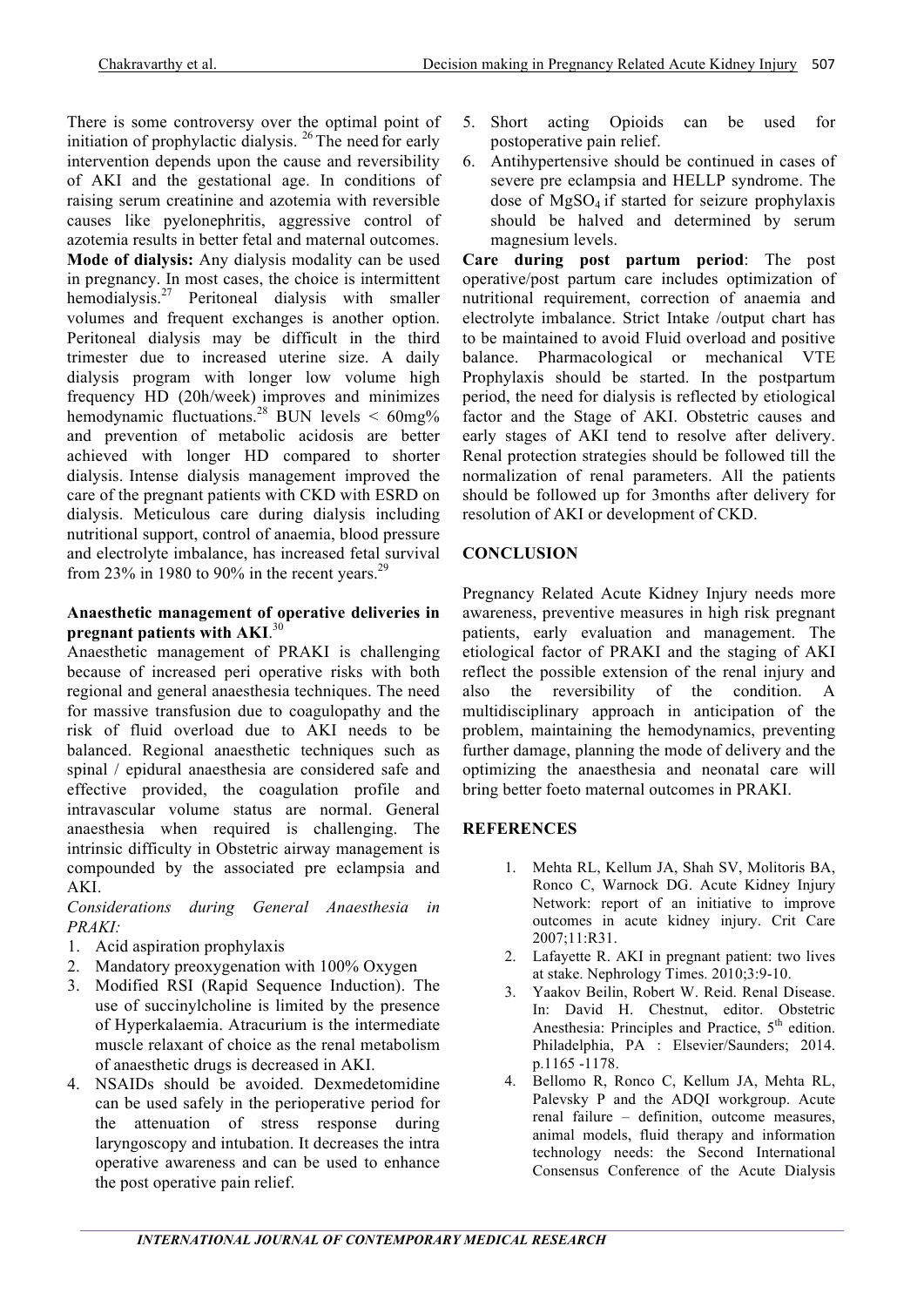There is some controversy over the optimal point of initiation of prophylactic dialysis.[26] The need for early intervention depends upon the cause and reversibility of AKI and the gestational age. In conditions of raising serum creatinine and azotemia with reversible causes like pyelonephritis, aggressive control of azotemia results in better fetal and maternal outcomes.

**Mode of dialysis:** Any dialysis modality can be used in pregnancy. In most cases, the choice is intermittent hemodialysis.[27] Peritoneal dialysis with smaller volumes and frequent exchanges is another option. Peritoneal dialysis may be difficult in the third trimester due to increased uterine size. A daily dialysis program with longer low volume high frequency HD (20h/week) improves and minimizes hemodynamic fluctuations.[28] BUN levels < 60mg% and prevention of metabolic acidosis are better achieved with longer HD compared to shorter dialysis. Intense dialysis management improved the care of the pregnant patients with CKD with ESRD on dialysis. Meticulous care during dialysis including nutritional support, control of anaemia, blood pressure and electrolyte imbalance, has increased fetal survival from 23% in 1980 to 90% in the recent years.[29]

**Anaesthetic management of operative deliveries in pregnant patients with AKI**.[30]

Anaesthetic management of PRAKI is challenging because of increased peri operative risks with both regional and general anaesthesia techniques. The need for massive transfusion due to coagulopathy and the risk of fluid overload due to AKI needs to be balanced. Regional anaesthetic techniques such as spinal / epidural anaesthesia are considered safe and effective provided, the coagulation profile and intravascular volume status are normal. General anaesthesia when required is challenging. The intrinsic difficulty in Obstetric airway management is compounded by the associated pre eclampsia and AKI.

*Considerations during General Anaesthesia in PRAKI:*

1. Acid aspiration prophylaxis
2. Mandatory preoxygenation with 100% Oxygen
3. Modified RSI (Rapid Sequence Induction). The use of succinylcholine is limited by the presence of Hyperkalaemia. Atracurium is the intermediate muscle relaxant of choice as the renal metabolism of anaesthetic drugs is decreased in AKI.
4. NSAIDs should be avoided. Dexmedetomidine can be used safely in the perioperative period for the attenuation of stress response during laryngoscopy and intubation. It decreases the intra operative awareness and can be used to enhance the post operative pain relief.
5. Short acting Opioids can be used for postoperative pain relief.
6. Antihypertensive should be continued in cases of severe pre eclampsia and HELLP syndrome. The dose of $MgSO_4$ if started for seizure prophylaxis should be halved and determined by serum magnesium levels.

**Care during post partum period**: The post operative/post partum care includes optimization of nutritional requirement, correction of anaemia and electrolyte imbalance. Strict Intake /output chart has to be maintained to avoid Fluid overload and positive balance. Pharmacological or mechanical VTE Prophylaxis should be started. In the postpartum period, the need for dialysis is reflected by etiological factor and the Stage of AKI. Obstetric causes and early stages of AKI tend to resolve after delivery. Renal protection strategies should be followed till the normalization of renal parameters. All the patients should be followed up for 3months after delivery for resolution of AKI or development of CKD.

## CONCLUSION

Pregnancy Related Acute Kidney Injury needs more awareness, preventive measures in high risk pregnant patients, early evaluation and management. The etiological factor of PRAKI and the staging of AKI reflect the possible extension of the renal injury and also the reversibility of the condition. A multidisciplinary approach in anticipation of the problem, maintaining the hemodynamics, preventing further damage, planning the mode of delivery and the optimizing the anaesthesia and neonatal care will bring better foeto maternal outcomes in PRAKI.

## REFERENCES

1. Mehta RL, Kellum JA, Shah SV, Molitoris BA, Ronco C, Warnock DG. Acute Kidney Injury Network: report of an initiative to improve outcomes in acute kidney injury. Crit Care 2007;11:R31.
2. Lafayette R. AKI in pregnant patient: two lives at stake. Nephrology Times. 2010;3:9-10.
3. Yaakov Beilin, Robert W. Reid. Renal Disease. In: David H. Chestnut, editor. Obstetric Anesthesia: Principles and Practice, 5th edition. Philadelphia, PA : Elsevier/Saunders; 2014. p.1165 -1178.
4. Bellomo R, Ronco C, Kellum JA, Mehta RL, Palevsky P and the ADQI workgroup. Acute renal failure – definition, outcome measures, animal models, fluid therapy and information technology needs: the Second International Consensus Conference of the Acute Dialysis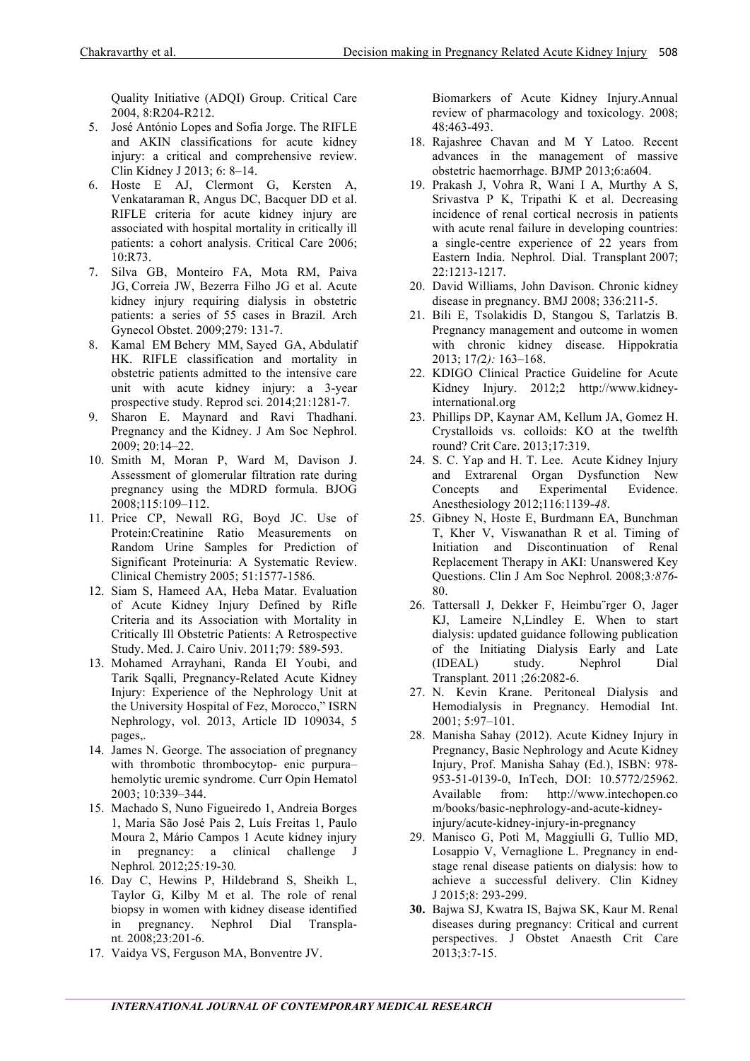Quality Initiative (ADQI) Group. Critical Care 2004, 8:R204-R212.

5. José António Lopes and Sofia Jorge. The RIFLE and AKIN classifications for acute kidney injury: a critical and comprehensive review. Clin Kidney J 2013; 6: 8–14.
6. Hoste E AJ, Clermont G, Kersten A, Venkataraman R, Angus DC, Bacquer DD et al. RIFLE criteria for acute kidney injury are associated with hospital mortality in critically ill patients: a cohort analysis. Critical Care 2006; 10:R73.
7. Silva GB, Monteiro FA, Mota RM, Paiva JG, Correia JW, Bezerra Filho JG et al. Acute kidney injury requiring dialysis in obstetric patients: a series of 55 cases in Brazil. Arch Gynecol Obstet. 2009;279: 131-7.
8. Kamal EM Behery MM, Sayed GA, Abdulatif HK. RIFLE classification and mortality in obstetric patients admitted to the intensive care unit with acute kidney injury: a 3-year prospective study. Reprod sci. 2014;21:1281-7.
9. Sharon E. Maynard and Ravi Thadhani. Pregnancy and the Kidney. J Am Soc Nephrol. 2009; 20:14–22.
10. Smith M, Moran P, Ward M, Davison J. Assessment of glomerular filtration rate during pregnancy using the MDRD formula. BJOG 2008;115:109–112.
11. Price CP, Newall RG, Boyd JC. Use of Protein:Creatinine Ratio Measurements on Random Urine Samples for Prediction of Significant Proteinuria: A Systematic Review. Clinical Chemistry 2005; 51:1577-1586*.*
12. Siam S, Hameed AA, Heba Matar. Evaluation of Acute Kidney Injury Defined by Rifle Criteria and its Association with Mortality in Critically Ill Obstetric Patients: A Retrospective Study. Med. J. Cairo Univ. 2011;79: 589-593.
13. Mohamed Arrayhani, Randa El Youbi, and Tarik Sqalli, Pregnancy-Related Acute Kidney Injury: Experience of the Nephrology Unit at the University Hospital of Fez, Morocco," ISRN Nephrology, vol. 2013, Article ID 109034, 5 pages,.
14. James N. George. The association of pregnancy with thrombotic thrombocytop- enic purpura–hemolytic uremic syndrome. Curr Opin Hematol 2003; 10:339–344.
15. Machado S, Nuno Figueiredo 1, Andreia Borges 1, Maria São José Pais 2, Luís Freitas 1, Paulo Moura 2, Mário Campos 1 Acute kidney injury in pregnancy: a clinical challenge J Nephrol*.* 2012;25*:*19-30*.*
16. Day C, Hewins P, Hildebrand S, Sheikh L, Taylor G, Kilby M et al. The role of renal biopsy in women with kidney disease identified in pregnancy. Nephrol Dial Transpla- nt*.* 2008;23:201-6.
17. Vaidya VS, Ferguson MA, Bonventre JV. Biomarkers of Acute Kidney Injury.Annual review of pharmacology and toxicology. 2008; 48:463-493.
18. Rajashree Chavan and M Y Latoo. Recent advances in the management of massive obstetric haemorrhage. BJMP 2013;6:a604.
19. Prakash J, Vohra R, Wani I A, Murthy A S, Srivastva P K, Tripathi K et al. Decreasing incidence of renal cortical necrosis in patients with acute renal failure in developing countries: a single-centre experience of 22 years from Eastern India. Nephrol. Dial. Transplant 2007; 22:1213-1217.
20. David Williams, John Davison. Chronic kidney disease in pregnancy. BMJ 2008; 336:211-5.
21. Bili E, Tsolakidis D, Stangou S, Tarlatzis B. Pregnancy management and outcome in women with chronic kidney disease. Hippokratia 2013; 17*(2):* 163–168.
22. KDIGO Clinical Practice Guideline for Acute Kidney Injury. 2012;2 http://www.kidney-international.org
23. Phillips DP, Kaynar AM, Kellum JA, Gomez H. Crystalloids vs. colloids: KO at the twelfth round? Crit Care. 2013;17:319.
24. S. C. Yap and H. T. Lee. Acute Kidney Injury and Extrarenal Organ Dysfunction New Concepts and Experimental Evidence. Anesthesiology 2012;116:1139-*48*.
25. Gibney N, Hoste E, Burdmann EA, Bunchman T, Kher V, Viswanathan R et al. Timing of Initiation and Discontinuation of Renal Replacement Therapy in AKI: Unanswered Key Questions. Clin J Am Soc Nephrol*.* 2008;3*:876*-80.
26. Tattersall J, Dekker F, Heimbu¨rger O, Jager KJ, Lameire N,Lindley E. When to start dialysis: updated guidance following publication of the Initiating Dialysis Early and Late (IDEAL) study. Nephrol Dial Transplant*.* 2011 ;26:2082-6.
27. N. Kevin Krane. Peritoneal Dialysis and Hemodialysis in Pregnancy. Hemodial Int. 2001; 5:97–101.
28. Manisha Sahay (2012). Acute Kidney Injury in Pregnancy, Basic Nephrology and Acute Kidney Injury, Prof. Manisha Sahay (Ed.), ISBN: 978-953-51-0139-0, InTech, DOI: 10.5772/25962. Available from: http://www.intechopen.com/books/basic-nephrology-and-acute-kidney-injury/acute-kidney-injury-in-pregnancy
29. Manisco G, Potì M, Maggiulli G, Tullio MD, Losappio V, Vernaglione L. Pregnancy in end-stage renal disease patients on dialysis: how to achieve a successful delivery. Clin Kidney J 2015;8: 293-299.
30. Bajwa SJ, Kwatra IS, Bajwa SK, Kaur M. Renal diseases during pregnancy: Critical and current perspectives. J Obstet Anaesth Crit Care 2013;3:7-15.